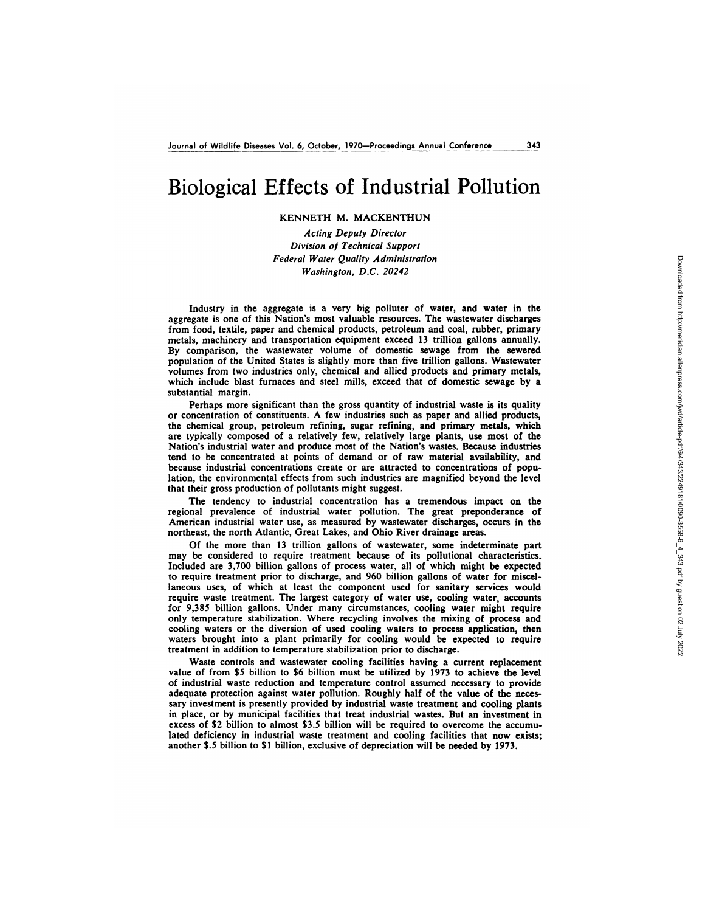# Biological Effects of Industrial Pollution

KENNETH M. MACKENTHUN

*Acting Deputy Director*
*Division of Technical Support*
*Federal Water Quality Administration*
*Washington, D.C. 20242*

Industry in the aggregate is a very big polluter of water, and water in the aggregate is one of this Nation's most valuable resources. The wastewater discharges from food, textile, paper and chemical products, petroleum and coal, rubber, primary metals, machinery and transportation equipment exceed 13 trillion gallons annually. By comparison, the wastewater volume of domestic sewage from the sewered population of the United States is slightly more than five trillion gallons. Wastewater volumes from two industries only, chemical and allied products and primary metals, which include blast furnaces and steel mills, exceed that of domestic sewage by a substantial margin.

Perhaps more significant than the gross quantity of industrial waste is its quality or concentration of constituents. A few industries such as paper and allied products, the chemical group, petroleum refining, sugar refining, and primary metals, which are typically composed of a relatively few, relatively large plants, use most of the Nation's industrial water and produce most of the Nation's wastes. Because industries tend to be concentrated at points of demand or of raw material availability, and because industrial concentrations create or are attracted to concentrations of population, the environmental effects from such industries are magnified beyond the level that their gross production of pollutants might suggest.

The tendency to industrial concentration has a tremendous impact on the regional prevalence of industrial water pollution. The great preponderance of American industrial water use, as measured by wastewater discharges, occurs in the northeast, the north Atlantic, Great Lakes, and Ohio River drainage areas.

Of the more than 13 trillion gallons of wastewater, some indeterminate part may be considered to require treatment because of its pollutional characteristics. Included are 3,700 billion gallons of process water, all of which might be expected to require treatment prior to discharge, and 960 billion gallons of water for miscellaneous uses, of which at least the component used for sanitary services would require waste treatment. The largest category of water use, cooling water, accounts for 9,385 billion gallons. Under many circumstances, cooling water might require only temperature stabilization. Where recycling involves the mixing of process and cooling waters or the diversion of used cooling waters to process application, then waters brought into a plant primarily for cooling would be expected to require treatment in addition to temperature stabilization prior to discharge.

Waste controls and wastewater cooling facilities having a current replacement value of from $5 billion to $6 billion must be utilized by 1973 to achieve the level of industrial waste reduction and temperature control assumed necessary to provide adequate protection against water pollution. Roughly half of the value of the necessary investment is presently provided by industrial waste treatment and cooling plants in place, or by municipal facilities that treat industrial wastes. But an investment in excess of $2 billion to almost $3.5 billion will be required to overcome the accumulated deficiency in industrial waste treatment and cooling facilities that now exists; another $.5 billion to $1 billion, exclusive of depreciation will be needed by 1973.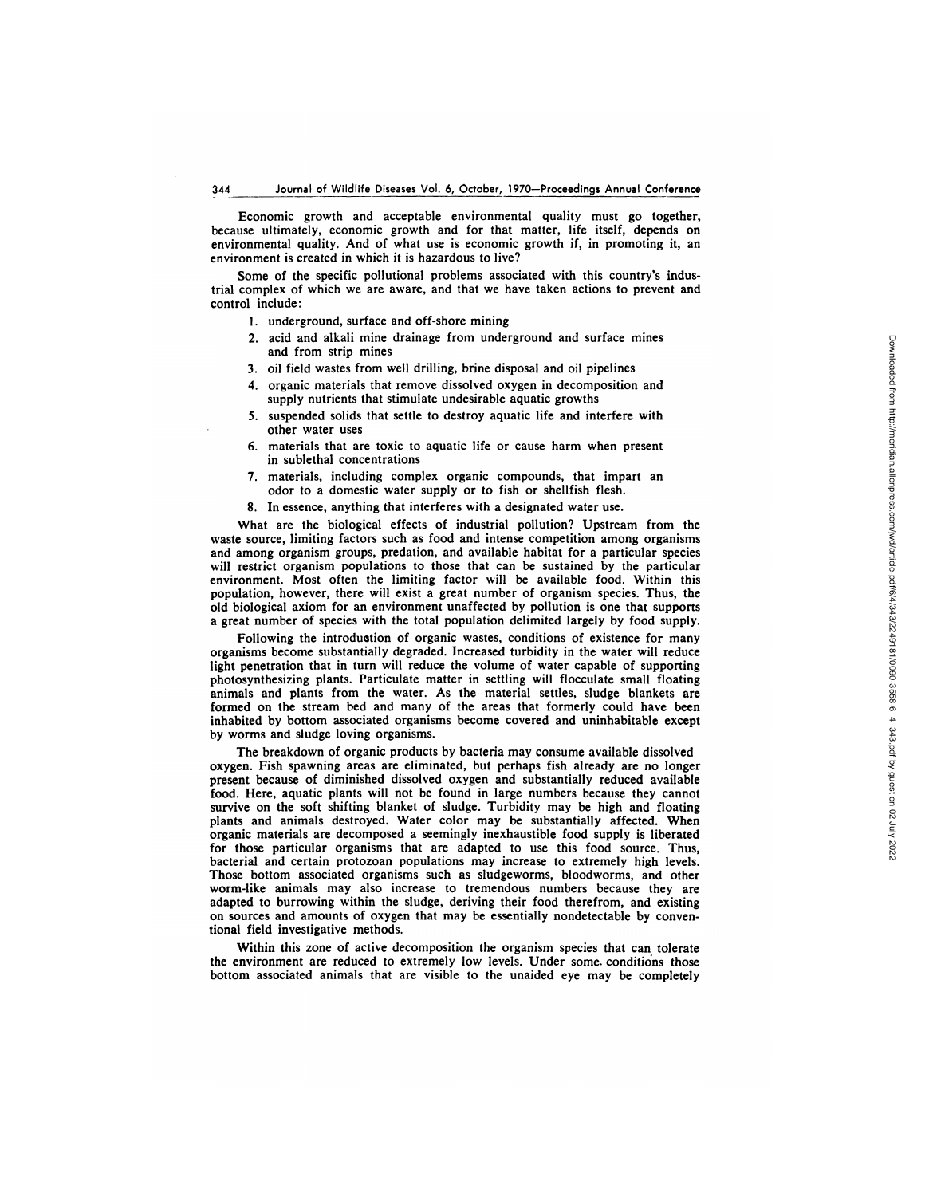Economic growth and acceptable environmental quality must go together, because ultimately, economic growth and for that matter, life itself, depends on environmental quality. And of what use is economic growth if, in promoting it, an environment is created in which it is hazardous to live?

Some of the specific pollutional problems associated with this country's industrial complex of which we are aware, and that we have taken actions to prevent and control include:

1. underground, surface and off-shore mining
2. acid and alkali mine drainage from underground and surface mines and from strip mines
3. oil field wastes from well drilling, brine disposal and oil pipelines
4. organic materials that remove dissolved oxygen in decomposition and supply nutrients that stimulate undesirable aquatic growths
5. suspended solids that settle to destroy aquatic life and interfere with other water uses
6. materials that are toxic to aquatic life or cause harm when present in sublethal concentrations
7. materials, including complex organic compounds, that impart an odor to a domestic water supply or to fish or shellfish flesh.
8. In essence, anything that interferes with a designated water use.

What are the biological effects of industrial pollution? Upstream from the waste source, limiting factors such as food and intense competition among organisms and among organism groups, predation, and available habitat for a particular species will restrict organism populations to those that can be sustained by the particular environment. Most often the limiting factor will be available food. Within this population, however, there will exist a great number of organism species. Thus, the old biological axiom for an environment unaffected by pollution is one that supports a great number of species with the total population delimited largely by food supply.

Following the introduction of organic wastes, conditions of existence for many organisms become substantially degraded. Increased turbidity in the water will reduce light penetration that in turn will reduce the volume of water capable of supporting photosynthesizing plants. Particulate matter in settling will flocculate small floating animals and plants from the water. As the material settles, sludge blankets are formed on the stream bed and many of the areas that formerly could have been inhabited by bottom associated organisms become covered and uninhabitable except by worms and sludge loving organisms.

The breakdown of organic products by bacteria may consume available dissolved oxygen. Fish spawning areas are eliminated, but perhaps fish already are no longer present because of diminished dissolved oxygen and substantially reduced available food. Here, aquatic plants will not be found in large numbers because they cannot survive on the soft shifting blanket of sludge. Turbidity may be high and floating plants and animals destroyed. Water color may be substantially affected. When organic materials are decomposed a seemingly inexhaustible food supply is liberated for those particular organisms that are adapted to use this food source. Thus, bacterial and certain protozoan populations may increase to extremely high levels. Those bottom associated organisms such as sludgeworms, bloodworms, and other worm-like animals may also increase to tremendous numbers because they are adapted to burrowing within the sludge, deriving their food therefrom, and existing on sources and amounts of oxygen that may be essentially nondetectable by conventional field investigative methods.

Within this zone of active decomposition the organism species that can tolerate the environment are reduced to extremely low levels. Under some conditions those bottom associated animals that are visible to the unaided eye may be completely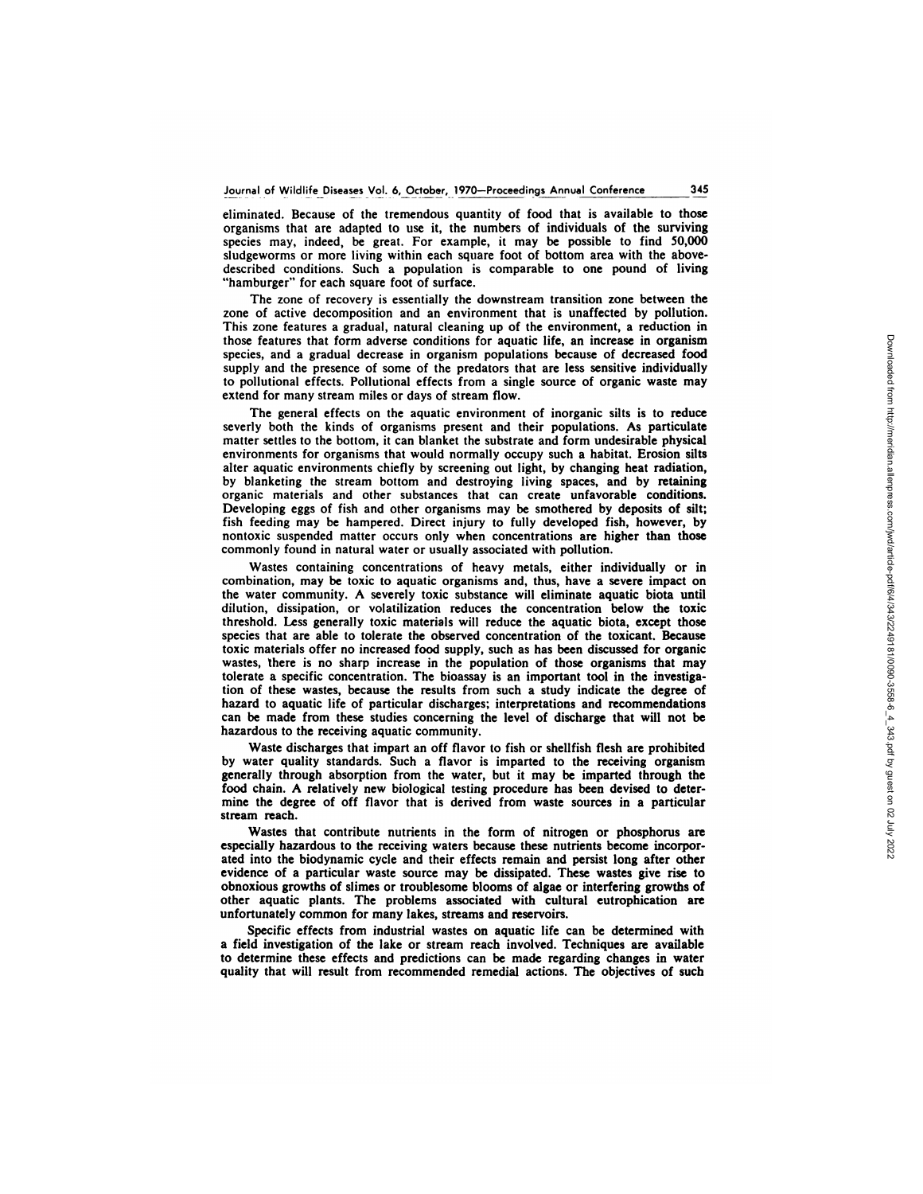eliminated. Because of the tremendous quantity of food that is available to those organisms that are adapted to use it, the numbers of individuals of the surviving species may, indeed, be great. For example, it may be possible to find 50,000 sludgeworms or more living within each square foot of bottom area with the above-described conditions. Such a population is comparable to one pound of living "hamburger" for each square foot of surface.

The zone of recovery is essentially the downstream transition zone between the zone of active decomposition and an environment that is unaffected by pollution. This zone features a gradual, natural cleaning up of the environment, a reduction in those features that form adverse conditions for aquatic life, an increase in organism species, and a gradual decrease in organism populations because of decreased food supply and the presence of some of the predators that are less sensitive individually to pollutional effects. Pollutional effects from a single source of organic waste may extend for many stream miles or days of stream flow.

The general effects on the aquatic environment of inorganic silts is to reduce severly both the kinds of organisms present and their populations. As particulate matter settles to the bottom, it can blanket the substrate and form undesirable physical environments for organisms that would normally occupy such a habitat. Erosion silts alter aquatic environments chiefly by screening out light, by changing heat radiation, by blanketing the stream bottom and destroying living spaces, and by retaining organic materials and other substances that can create unfavorable conditions. Developing eggs of fish and other organisms may be smothered by deposits of silt; fish feeding may be hampered. Direct injury to fully developed fish, however, by nontoxic suspended matter occurs only when concentrations are higher than those commonly found in natural water or usually associated with pollution.

Wastes containing concentrations of heavy metals, either individually or in combination, may be toxic to aquatic organisms and, thus, have a severe impact on the water community. A severely toxic substance will eliminate aquatic biota until dilution, dissipation, or volatilization reduces the concentration below the toxic threshold. Less generally toxic materials will reduce the aquatic biota, except those species that are able to tolerate the observed concentration of the toxicant. Because toxic materials offer no increased food supply, such as has been discussed for organic wastes, there is no sharp increase in the population of those organisms that may tolerate a specific concentration. The bioassay is an important tool in the investigation of these wastes, because the results from such a study indicate the degree of hazard to aquatic life of particular discharges; interpretations and recommendations can be made from these studies concerning the level of discharge that will not be hazardous to the receiving aquatic community.

Waste discharges that impart an off flavor to fish or shellfish flesh are prohibited by water quality standards. Such a flavor is imparted to the receiving organism generally through absorption from the water, but it may be imparted through the food chain. A relatively new biological testing procedure has been devised to determine the degree of off flavor that is derived from waste sources in a particular stream reach.

Wastes that contribute nutrients in the form of nitrogen or phosphorus are especially hazardous to the receiving waters because these nutrients become incorporated into the biodynamic cycle and their effects remain and persist long after other evidence of a particular waste source may be dissipated. These wastes give rise to obnoxious growths of slimes or troublesome blooms of algae or interfering growths of other aquatic plants. The problems associated with cultural eutrophication are unfortunately common for many lakes, streams and reservoirs.

Specific effects from industrial wastes on aquatic life can be determined with a field investigation of the lake or stream reach involved. Techniques are available to determine these effects and predictions can be made regarding changes in water quality that will result from recommended remedial actions. The objectives of such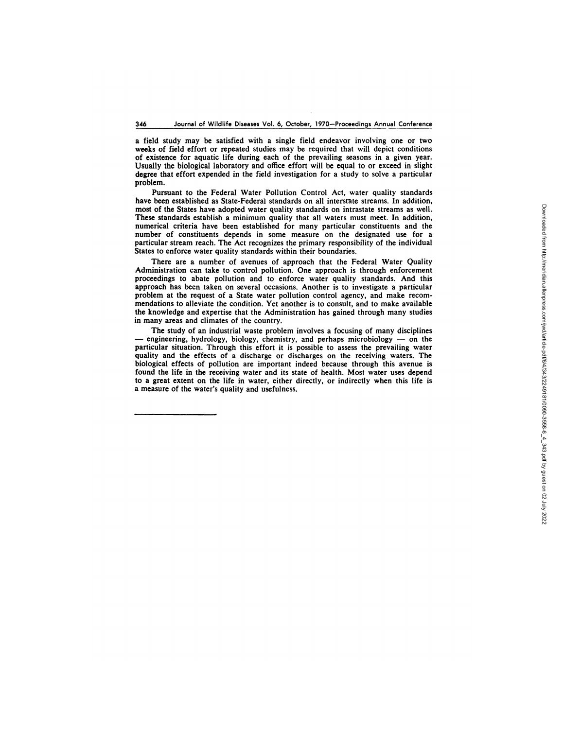a field study may be satisfied with a single field endeavor involving one or two weeks of field effort or repeated studies may be required that will depict conditions of existence for aquatic life during each of the prevailing seasons in a given year. Usually the biological laboratory and office effort will be equal to or exceed in slight degree that effort expended in the field investigation for a study to solve a particular problem.

Pursuant to the Federal Water Pollution Control Act, water quality standards have been established as State-Federal standards on all interstate streams. In addition, most of the States have adopted water quality standards on intrastate streams as well. These standards establish a minimum quality that all waters must meet. In addition, numerical criteria have been established for many particular constituents and the number of constituents depends in some measure on the designated use for a particular stream reach. The Act recognizes the primary responsibility of the individual States to enforce water quality standards within their boundaries.

There are a number of avenues of approach that the Federal Water Quality Administration can take to control pollution. One approach is through enforcement proceedings to abate pollution and to enforce water quality standards. And this approach has been taken on several occasions. Another is to investigate a particular problem at the request of a State water pollution control agency, and make recommendations to alleviate the condition. Yet another is to consult, and to make available the knowledge and expertise that the Administration has gained through many studies in many areas and climates of the country.

The study of an industrial waste problem involves a focusing of many disciplines — engineering, hydrology, biology, chemistry, and perhaps microbiology — on the particular situation. Through this effort it is possible to assess the prevailing water quality and the effects of a discharge or discharges on the receiving waters. The biological effects of pollution are important indeed because through this avenue is found the life in the receiving water and its state of health. Most water uses depend to a great extent on the life in water, either directly, or indirectly when this life is a measure of the water's quality and usefulness.